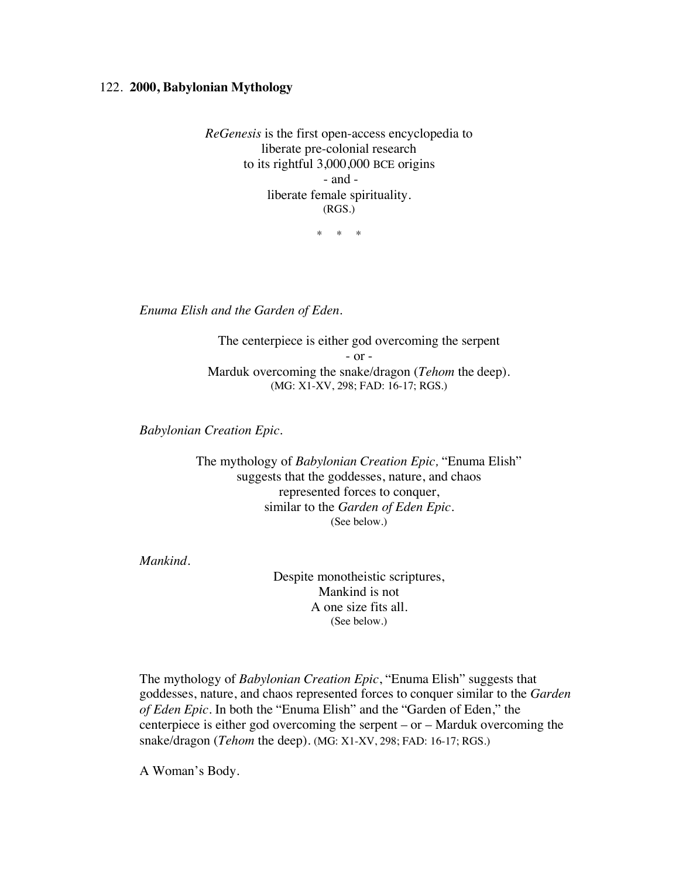122. **2000, Babylonian Mythology**

*ReGenesis* is the first open-access encyclopedia to
liberate pre-colonial research
to its rightful 3,000,000 BCE origins
\- and -
liberate female spirituality.
(RGS.)

\* \* \*

*Enuma Elish and the Garden of Eden.*

The centerpiece is either god overcoming the serpent
\- or -
Marduk overcoming the snake/dragon (*Tehom* the deep).
(MG: X1-XV, 298; FAD: 16-17; RGS.)

*Babylonian Creation Epic.*

The mythology of *Babylonian Creation Epic,* "Enuma Elish"
suggests that the goddesses, nature, and chaos
represented forces to conquer,
similar to the *Garden of Eden Epic*.
(See below.)

*Mankind.*

Despite monotheistic scriptures,
Mankind is not
A one size fits all.
(See below.)

The mythology of *Babylonian Creation Epic*, "Enuma Elish" suggests that goddesses, nature, and chaos represented forces to conquer similar to the *Garden of Eden Epic*. In both the "Enuma Elish" and the "Garden of Eden," the centerpiece is either god overcoming the serpent – or – Marduk overcoming the snake/dragon (*Tehom* the deep). (MG: X1-XV, 298; FAD: 16-17; RGS.)

A Woman's Body.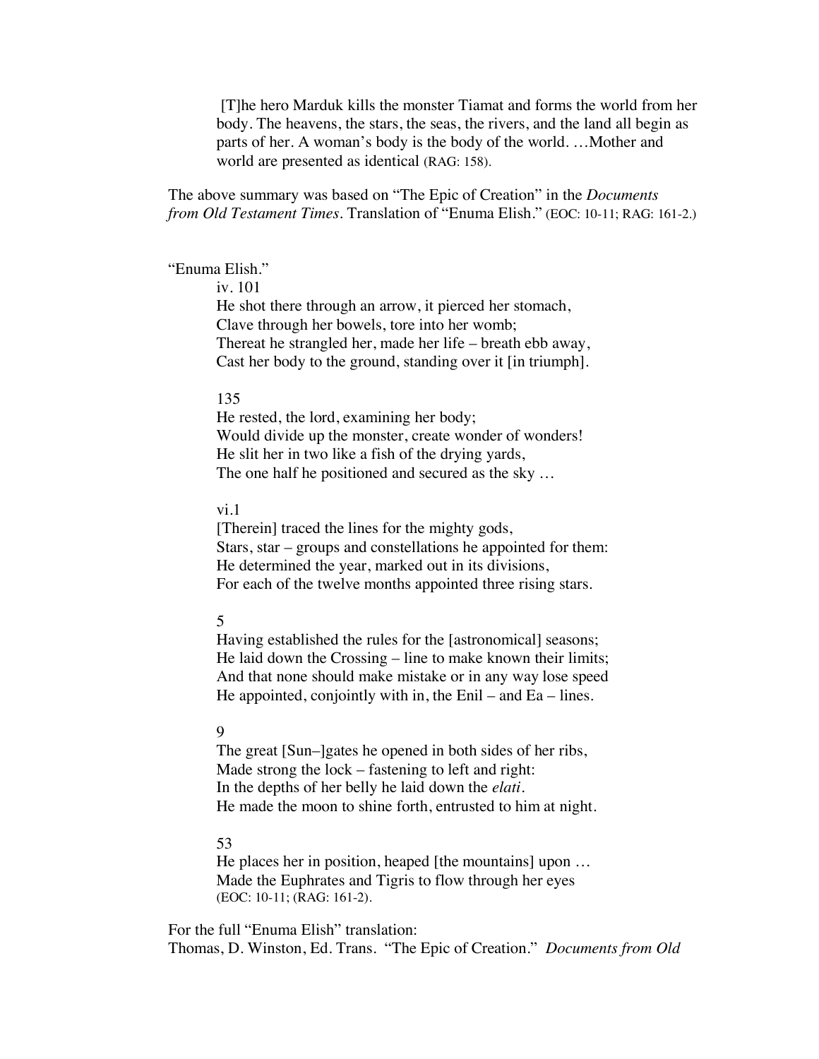> [T]he hero Marduk kills the monster Tiamat and forms the world from her body. The heavens, the stars, the seas, the rivers, and the land all begin as parts of her. A woman's body is the body of the world. …Mother and world are presented as identical (RAG: 158).

The above summary was based on "The Epic of Creation" in the *Documents from Old Testament Times*. Translation of "Enuma Elish." (EOC: 10-11; RAG: 161-2.)

"Enuma Elish."

> iv. 101
> He shot there through an arrow, it pierced her stomach,
> Clave through her bowels, tore into her womb;
> Thereat he strangled her, made her life – breath ebb away,
> Cast her body to the ground, standing over it [in triumph].
>
> 135
> He rested, the lord, examining her body;
> Would divide up the monster, create wonder of wonders!
> He slit her in two like a fish of the drying yards,
> The one half he positioned and secured as the sky …
>
> vi.1
> [Therein] traced the lines for the mighty gods,
> Stars, star – groups and constellations he appointed for them:
> He determined the year, marked out in its divisions,
> For each of the twelve months appointed three rising stars.
>
> 5
> Having established the rules for the [astronomical] seasons;
> He laid down the Crossing – line to make known their limits;
> And that none should make mistake or in any way lose speed
> He appointed, conjointly with in, the Enil – and Ea – lines.
>
> 9
> The great [Sun–]gates he opened in both sides of her ribs,
> Made strong the lock – fastening to left and right:
> In the depths of her belly he laid down the *elati*.
> He made the moon to shine forth, entrusted to him at night.
>
> 53
> He places her in position, heaped [the mountains] upon …
> Made the Euphrates and Tigris to flow through her eyes
> (EOC: 10-11; (RAG: 161-2).

For the full "Enuma Elish" translation:
Thomas, D. Winston, Ed. Trans. "The Epic of Creation." *Documents from Old*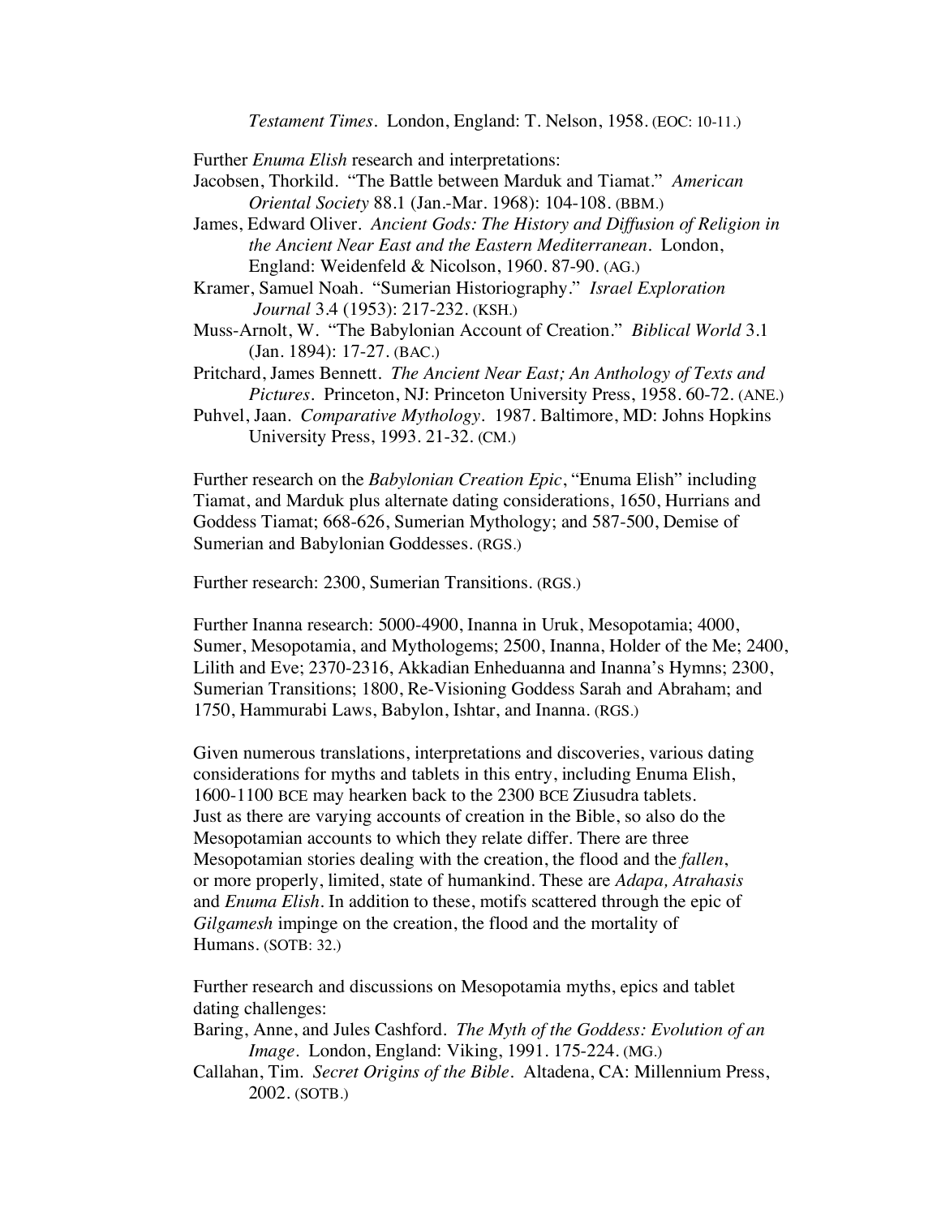*Testament Times*. London, England: T. Nelson, 1958. (EOC: 10-11.)

Further *Enuma Elish* research and interpretations:

Jacobsen, Thorkild. "The Battle between Marduk and Tiamat." *American Oriental Society* 88.1 (Jan.-Mar. 1968): 104-108. (BBM.)

James, Edward Oliver. *Ancient Gods: The History and Diffusion of Religion in the Ancient Near East and the Eastern Mediterranean*. London, England: Weidenfeld & Nicolson, 1960. 87-90. (AG.)

Kramer, Samuel Noah. "Sumerian Historiography." *Israel Exploration Journal* 3.4 (1953): 217-232. (KSH.)

Muss-Arnolt, W. "The Babylonian Account of Creation." *Biblical World* 3.1 (Jan. 1894): 17-27. (BAC.)

Pritchard, James Bennett. *The Ancient Near East; An Anthology of Texts and Pictures*. Princeton, NJ: Princeton University Press, 1958. 60-72. (ANE.)

Puhvel, Jaan. *Comparative Mythology*. 1987. Baltimore, MD: Johns Hopkins University Press, 1993. 21-32. (CM.)

Further research on the *Babylonian Creation Epic*, "Enuma Elish" including Tiamat, and Marduk plus alternate dating considerations, 1650, Hurrians and Goddess Tiamat; 668-626, Sumerian Mythology; and 587-500, Demise of Sumerian and Babylonian Goddesses. (RGS.)

Further research: 2300, Sumerian Transitions. (RGS.)

Further Inanna research: 5000-4900, Inanna in Uruk, Mesopotamia; 4000, Sumer, Mesopotamia, and Mythologems; 2500, Inanna, Holder of the Me; 2400, Lilith and Eve; 2370-2316, Akkadian Enheduanna and Inanna's Hymns; 2300, Sumerian Transitions; 1800, Re-Visioning Goddess Sarah and Abraham; and 1750, Hammurabi Laws, Babylon, Ishtar, and Inanna. (RGS.)

Given numerous translations, interpretations and discoveries, various dating considerations for myths and tablets in this entry, including Enuma Elish, 1600-1100 BCE may hearken back to the 2300 BCE Ziusudra tablets. Just as there are varying accounts of creation in the Bible, so also do the Mesopotamian accounts to which they relate differ. There are three Mesopotamian stories dealing with the creation, the flood and the *fallen*, or more properly, limited, state of humankind. These are *Adapa, Atrahasis* and *Enuma Elish*. In addition to these, motifs scattered through the epic of *Gilgamesh* impinge on the creation, the flood and the mortality of Humans. (SOTB: 32.)

Further research and discussions on Mesopotamia myths, epics and tablet dating challenges:

Baring, Anne, and Jules Cashford. *The Myth of the Goddess: Evolution of an Image*. London, England: Viking, 1991. 175-224. (MG.)

Callahan, Tim. *Secret Origins of the Bible*. Altadena, CA: Millennium Press, 2002. (SOTB.)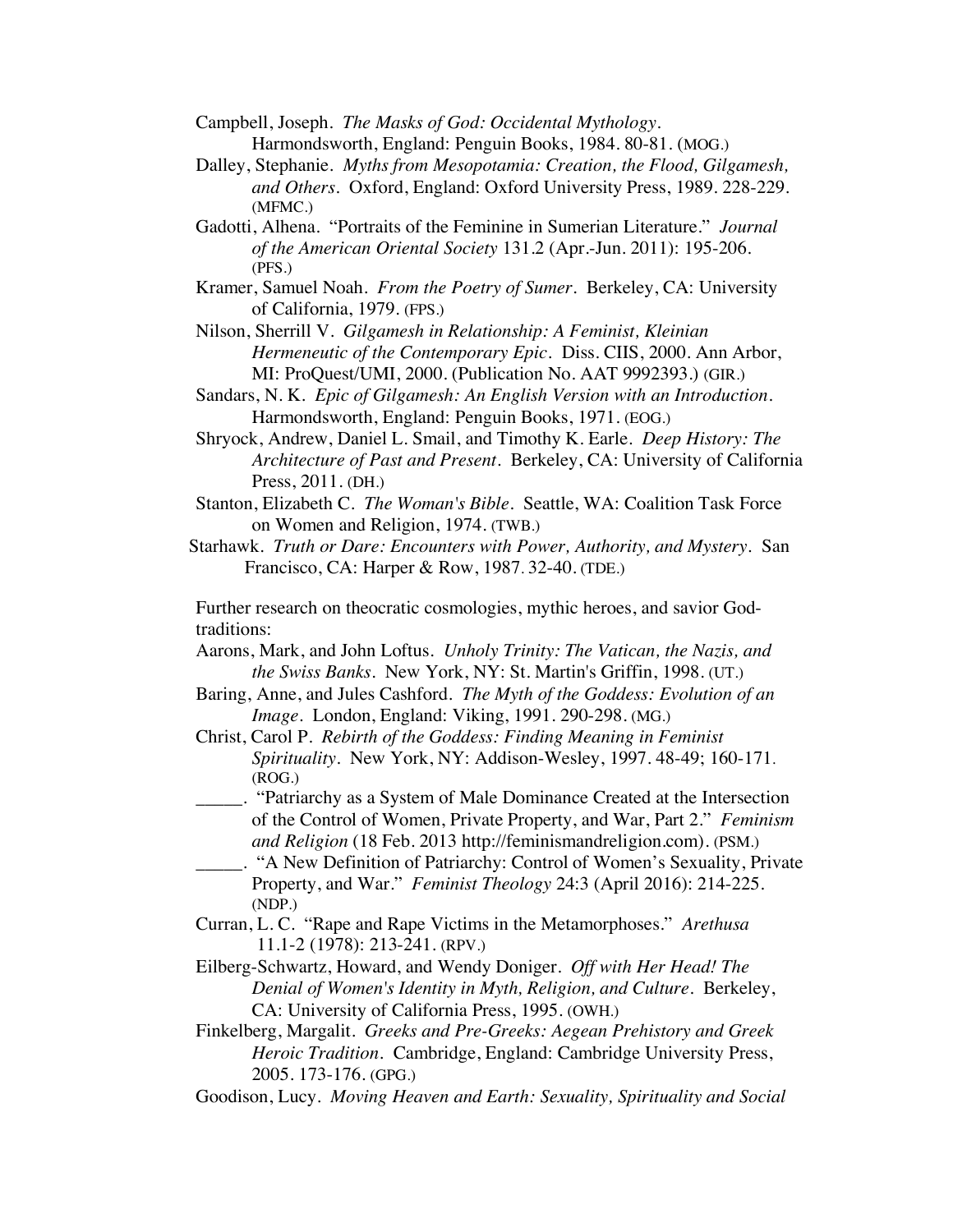Campbell, Joseph. *The Masks of God: Occidental Mythology*. Harmondsworth, England: Penguin Books, 1984. 80-81. (MOG.)

Dalley, Stephanie. *Myths from Mesopotamia: Creation, the Flood, Gilgamesh, and Others*. Oxford, England: Oxford University Press, 1989. 228-229. (MFMC.)

Gadotti, Alhena. "Portraits of the Feminine in Sumerian Literature." *Journal of the American Oriental Society* 131.2 (Apr.-Jun. 2011): 195-206. (PFS.)

Kramer, Samuel Noah. *From the Poetry of Sumer*. Berkeley, CA: University of California, 1979. (FPS.)

Nilson, Sherrill V. *Gilgamesh in Relationship: A Feminist, Kleinian Hermeneutic of the Contemporary Epic*. Diss. CIIS, 2000. Ann Arbor, MI: ProQuest/UMI, 2000. (Publication No. AAT 9992393.) (GIR.)

Sandars, N. K. *Epic of Gilgamesh: An English Version with an Introduction*. Harmondsworth, England: Penguin Books, 1971. (EOG.)

Shryock, Andrew, Daniel L. Smail, and Timothy K. Earle. *Deep History: The Architecture of Past and Present*. Berkeley, CA: University of California Press, 2011. (DH.)

Stanton, Elizabeth C. *The Woman's Bible*. Seattle, WA: Coalition Task Force on Women and Religion, 1974. (TWB.)

Starhawk. *Truth or Dare: Encounters with Power, Authority, and Mystery*. San Francisco, CA: Harper & Row, 1987. 32-40. (TDE.)

Further research on theocratic cosmologies, mythic heroes, and savior God-traditions:

Aarons, Mark, and John Loftus. *Unholy Trinity: The Vatican, the Nazis, and the Swiss Banks*. New York, NY: St. Martin's Griffin, 1998. (UT.)

Baring, Anne, and Jules Cashford. *The Myth of the Goddess: Evolution of an Image*. London, England: Viking, 1991. 290-298. (MG.)

Christ, Carol P. *Rebirth of the Goddess: Finding Meaning in Feminist Spirituality*. New York, NY: Addison-Wesley, 1997. 48-49; 160-171. (ROG.)

_____. "Patriarchy as a System of Male Dominance Created at the Intersection of the Control of Women, Private Property, and War, Part 2." *Feminism and Religion* (18 Feb. 2013 http://feminismandreligion.com). (PSM.)

_____. "A New Definition of Patriarchy: Control of Women's Sexuality, Private Property, and War." *Feminist Theology* 24:3 (April 2016): 214-225. (NDP.)

Curran, L. C. "Rape and Rape Victims in the Metamorphoses." *Arethusa* 11.1-2 (1978): 213-241. (RPV.)

Eilberg-Schwartz, Howard, and Wendy Doniger. *Off with Her Head! The Denial of Women's Identity in Myth, Religion, and Culture*. Berkeley, CA: University of California Press, 1995. (OWH.)

Finkelberg, Margalit. *Greeks and Pre-Greeks: Aegean Prehistory and Greek Heroic Tradition*. Cambridge, England: Cambridge University Press, 2005. 173-176. (GPG.)

Goodison, Lucy. *Moving Heaven and Earth: Sexuality, Spirituality and Social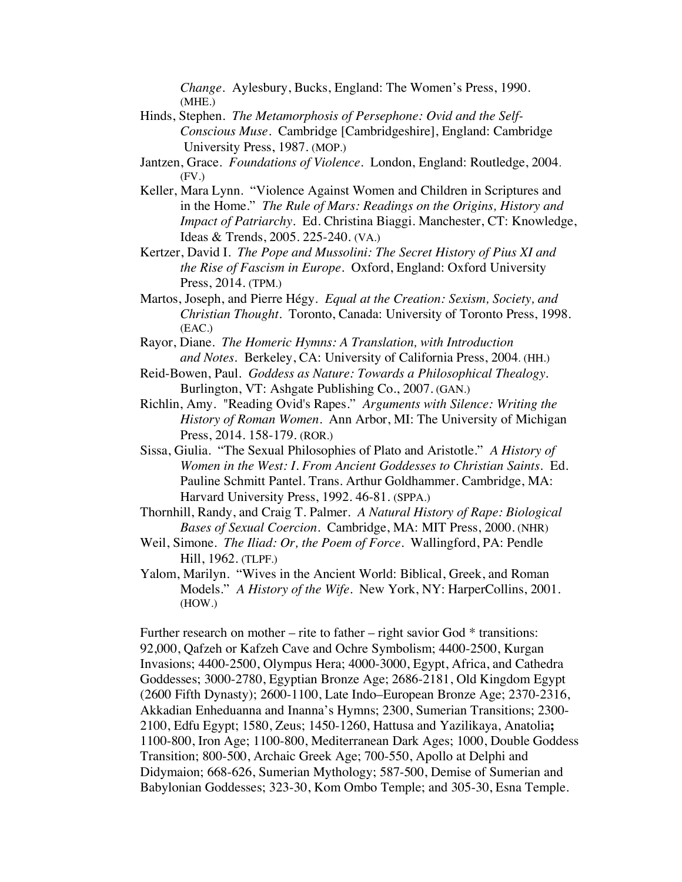*Change*. Aylesbury, Bucks, England: The Women's Press, 1990. (MHE.)

Hinds, Stephen. *The Metamorphosis of Persephone: Ovid and the Self-Conscious Muse*. Cambridge [Cambridgeshire], England: Cambridge University Press, 1987. (MOP.)

Jantzen, Grace. *Foundations of Violence*. London, England: Routledge, 2004. (FV.)

Keller, Mara Lynn. "Violence Against Women and Children in Scriptures and in the Home." *The Rule of Mars: Readings on the Origins, History and Impact of Patriarchy*. Ed. Christina Biaggi. Manchester, CT: Knowledge, Ideas & Trends, 2005. 225-240. (VA.)

Kertzer, David I. *The Pope and Mussolini: The Secret History of Pius XI and the Rise of Fascism in Europe*. Oxford, England: Oxford University Press, 2014. (TPM.)

Martos, Joseph, and Pierre Hégy. *Equal at the Creation: Sexism, Society, and Christian Thought*. Toronto, Canada: University of Toronto Press, 1998. (EAC.)

Rayor, Diane. *The Homeric Hymns: A Translation, with Introduction and Notes*. Berkeley, CA: University of California Press, 2004. (HH.)

Reid-Bowen, Paul. *Goddess as Nature: Towards a Philosophical Thealogy*. Burlington, VT: Ashgate Publishing Co., 2007. (GAN.)

Richlin, Amy. "Reading Ovid's Rapes." *Arguments with Silence: Writing the History of Roman Women*. Ann Arbor, MI: The University of Michigan Press, 2014. 158-179. (ROR.)

Sissa, Giulia. "The Sexual Philosophies of Plato and Aristotle." *A History of Women in the West: I. From Ancient Goddesses to Christian Saints*. Ed. Pauline Schmitt Pantel. Trans. Arthur Goldhammer. Cambridge, MA: Harvard University Press, 1992. 46-81. (SPPA.)

Thornhill, Randy, and Craig T. Palmer. *A Natural History of Rape: Biological Bases of Sexual Coercion*. Cambridge, MA: MIT Press, 2000. (NHR)

Weil, Simone. *The Iliad: Or, the Poem of Force*. Wallingford, PA: Pendle Hill, 1962. (TLPF.)

Yalom, Marilyn. "Wives in the Ancient World: Biblical, Greek, and Roman Models." *A History of the Wife*. New York, NY: HarperCollins, 2001. (HOW.)

Further research on mother – rite to father – right savior God * transitions: 92,000, Qafzeh or Kafzeh Cave and Ochre Symbolism; 4400-2500, Kurgan Invasions; 4400-2500, Olympus Hera; 4000-3000, Egypt, Africa, and Cathedra Goddesses; 3000-2780, Egyptian Bronze Age; 2686-2181, Old Kingdom Egypt (2600 Fifth Dynasty); 2600-1100, Late Indo–European Bronze Age; 2370-2316, Akkadian Enheduanna and Inanna's Hymns; 2300, Sumerian Transitions; 2300-2100, Edfu Egypt; 1580, Zeus; 1450-1260, Hattusa and Yazilikaya, Anatolia**;** 1100-800, Iron Age; 1100-800, Mediterranean Dark Ages; 1000, Double Goddess Transition; 800-500, Archaic Greek Age; 700-550, Apollo at Delphi and Didymaion; 668-626, Sumerian Mythology; 587-500, Demise of Sumerian and Babylonian Goddesses; 323-30, Kom Ombo Temple; and 305-30, Esna Temple.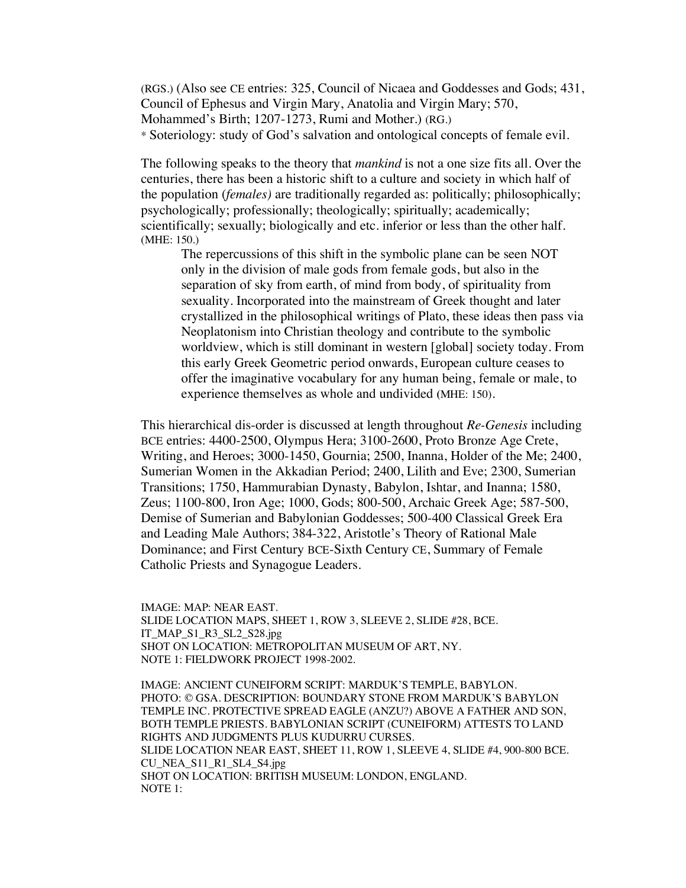(RGS.) (Also see CE entries: 325, Council of Nicaea and Goddesses and Gods; 431, Council of Ephesus and Virgin Mary, Anatolia and Virgin Mary; 570, Mohammed's Birth; 1207-1273, Rumi and Mother.) (RG.)

* Soteriology: study of God's salvation and ontological concepts of female evil.

The following speaks to the theory that *mankind* is not a one size fits all. Over the centuries, there has been a historic shift to a culture and society in which half of the population (*females)* are traditionally regarded as: politically; philosophically; psychologically; professionally; theologically; spiritually; academically; scientifically; sexually; biologically and etc. inferior or less than the other half. (MHE: 150.)

> The repercussions of this shift in the symbolic plane can be seen NOT only in the division of male gods from female gods, but also in the separation of sky from earth, of mind from body, of spirituality from sexuality. Incorporated into the mainstream of Greek thought and later crystallized in the philosophical writings of Plato, these ideas then pass via Neoplatonism into Christian theology and contribute to the symbolic worldview, which is still dominant in western [global] society today. From this early Greek Geometric period onwards, European culture ceases to offer the imaginative vocabulary for any human being, female or male, to experience themselves as whole and undivided (MHE: 150).

This hierarchical dis-order is discussed at length throughout *Re-Genesis* including BCE entries: 4400-2500, Olympus Hera; 3100-2600, Proto Bronze Age Crete, Writing, and Heroes; 3000-1450, Gournia; 2500, Inanna, Holder of the Me; 2400, Sumerian Women in the Akkadian Period; 2400, Lilith and Eve; 2300, Sumerian Transitions; 1750, Hammurabian Dynasty, Babylon, Ishtar, and Inanna; 1580, Zeus; 1100-800, Iron Age; 1000, Gods; 800-500, Archaic Greek Age; 587-500, Demise of Sumerian and Babylonian Goddesses; 500-400 Classical Greek Era and Leading Male Authors; 384-322, Aristotle's Theory of Rational Male Dominance; and First Century BCE-Sixth Century CE, Summary of Female Catholic Priests and Synagogue Leaders.

IMAGE: MAP: NEAR EAST.
SLIDE LOCATION MAPS, SHEET 1, ROW 3, SLEEVE 2, SLIDE #28, BCE.
IT_MAP_S1_R3_SL2_S28.jpg
SHOT ON LOCATION: METROPOLITAN MUSEUM OF ART, NY.
NOTE 1: FIELDWORK PROJECT 1998-2002.

IMAGE: ANCIENT CUNEIFORM SCRIPT: MARDUK'S TEMPLE, BABYLON.
PHOTO: © GSA. DESCRIPTION: BOUNDARY STONE FROM MARDUK'S BABYLON TEMPLE INC. PROTECTIVE SPREAD EAGLE (ANZU?) ABOVE A FATHER AND SON, BOTH TEMPLE PRIESTS. BABYLONIAN SCRIPT (CUNEIFORM) ATTESTS TO LAND RIGHTS AND JUDGMENTS PLUS KUDURRU CURSES.
SLIDE LOCATION NEAR EAST, SHEET 11, ROW 1, SLEEVE 4, SLIDE #4, 900-800 BCE.
CU_NEA_S11_R1_SL4_S4.jpg
SHOT ON LOCATION: BRITISH MUSEUM: LONDON, ENGLAND.
NOTE 1: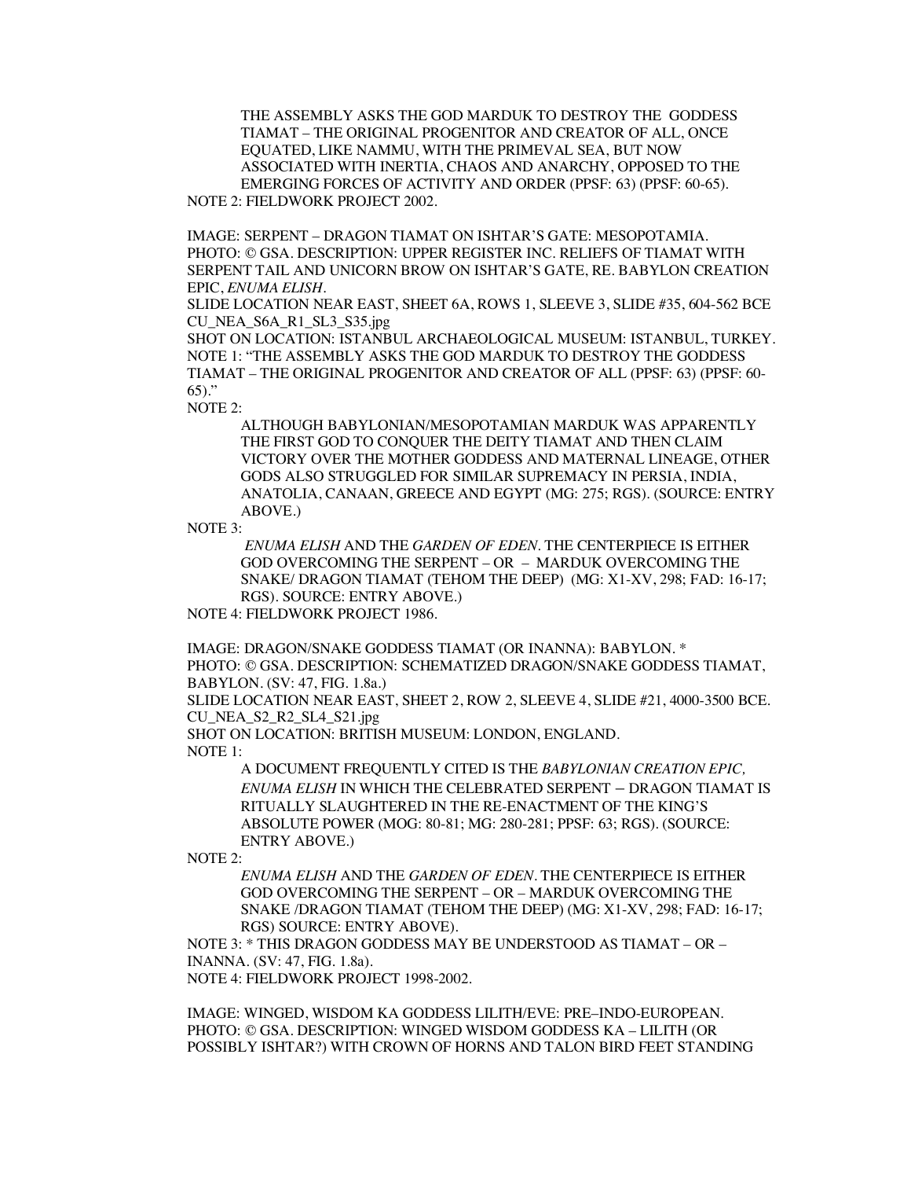THE ASSEMBLY ASKS THE GOD MARDUK TO DESTROY THE GODDESS TIAMAT – THE ORIGINAL PROGENITOR AND CREATOR OF ALL, ONCE EQUATED, LIKE NAMMU, WITH THE PRIMEVAL SEA, BUT NOW ASSOCIATED WITH INERTIA, CHAOS AND ANARCHY, OPPOSED TO THE EMERGING FORCES OF ACTIVITY AND ORDER (PPSF: 63) (PPSF: 60-65).

NOTE 2: FIELDWORK PROJECT 2002.

IMAGE: SERPENT – DRAGON TIAMAT ON ISHTAR'S GATE: MESOPOTAMIA.
PHOTO: © GSA. DESCRIPTION: UPPER REGISTER INC. RELIEFS OF TIAMAT WITH SERPENT TAIL AND UNICORN BROW ON ISHTAR'S GATE, RE. BABYLON CREATION EPIC, *ENUMA ELISH*.
SLIDE LOCATION NEAR EAST, SHEET 6A, ROWS 1, SLEEVE 3, SLIDE #35, 604-562 BCE
CU_NEA_S6A_R1_SL3_S35.jpg
SHOT ON LOCATION: ISTANBUL ARCHAEOLOGICAL MUSEUM: ISTANBUL, TURKEY.
NOTE 1: "THE ASSEMBLY ASKS THE GOD MARDUK TO DESTROY THE GODDESS TIAMAT – THE ORIGINAL PROGENITOR AND CREATOR OF ALL (PPSF: 63) (PPSF: 60-65)."
NOTE 2:

ALTHOUGH BABYLONIAN/MESOPOTAMIAN MARDUK WAS APPARENTLY THE FIRST GOD TO CONQUER THE DEITY TIAMAT AND THEN CLAIM VICTORY OVER THE MOTHER GODDESS AND MATERNAL LINEAGE, OTHER GODS ALSO STRUGGLED FOR SIMILAR SUPREMACY IN PERSIA, INDIA, ANATOLIA, CANAAN, GREECE AND EGYPT (MG: 275; RGS). (SOURCE: ENTRY ABOVE.)

NOTE 3:

*ENUMA ELISH* AND THE *GARDEN OF EDEN*. THE CENTERPIECE IS EITHER GOD OVERCOMING THE SERPENT – OR – MARDUK OVERCOMING THE SNAKE/ DRAGON TIAMAT (TEHOM THE DEEP) (MG: X1-XV, 298; FAD: 16-17; RGS). SOURCE: ENTRY ABOVE.)

NOTE 4: FIELDWORK PROJECT 1986.

IMAGE: DRAGON/SNAKE GODDESS TIAMAT (OR INANNA): BABYLON. *
PHOTO: © GSA. DESCRIPTION: SCHEMATIZED DRAGON/SNAKE GODDESS TIAMAT, BABYLON. (SV: 47, FIG. 1.8a.)
SLIDE LOCATION NEAR EAST, SHEET 2, ROW 2, SLEEVE 4, SLIDE #21, 4000-3500 BCE.
CU_NEA_S2_R2_SL4_S21.jpg
SHOT ON LOCATION: BRITISH MUSEUM: LONDON, ENGLAND.
NOTE 1:

A DOCUMENT FREQUENTLY CITED IS THE *BABYLONIAN CREATION EPIC, ENUMA ELISH* IN WHICH THE CELEBRATED SERPENT – DRAGON TIAMAT IS RITUALLY SLAUGHTERED IN THE RE-ENACTMENT OF THE KING'S ABSOLUTE POWER (MOG: 80-81; MG: 280-281; PPSF: 63; RGS). (SOURCE: ENTRY ABOVE.)

NOTE 2:

*ENUMA ELISH* AND THE *GARDEN OF EDEN*. THE CENTERPIECE IS EITHER GOD OVERCOMING THE SERPENT – OR – MARDUK OVERCOMING THE SNAKE /DRAGON TIAMAT (TEHOM THE DEEP) (MG: X1-XV, 298; FAD: 16-17; RGS) SOURCE: ENTRY ABOVE).

NOTE 3: * THIS DRAGON GODDESS MAY BE UNDERSTOOD AS TIAMAT – OR – INANNA. (SV: 47, FIG. 1.8a).
NOTE 4: FIELDWORK PROJECT 1998-2002.

IMAGE: WINGED, WISDOM KA GODDESS LILITH/EVE: PRE–INDO-EUROPEAN.
PHOTO: © GSA. DESCRIPTION: WINGED WISDOM GODDESS KA – LILITH (OR POSSIBLY ISHTAR?) WITH CROWN OF HORNS AND TALON BIRD FEET STANDING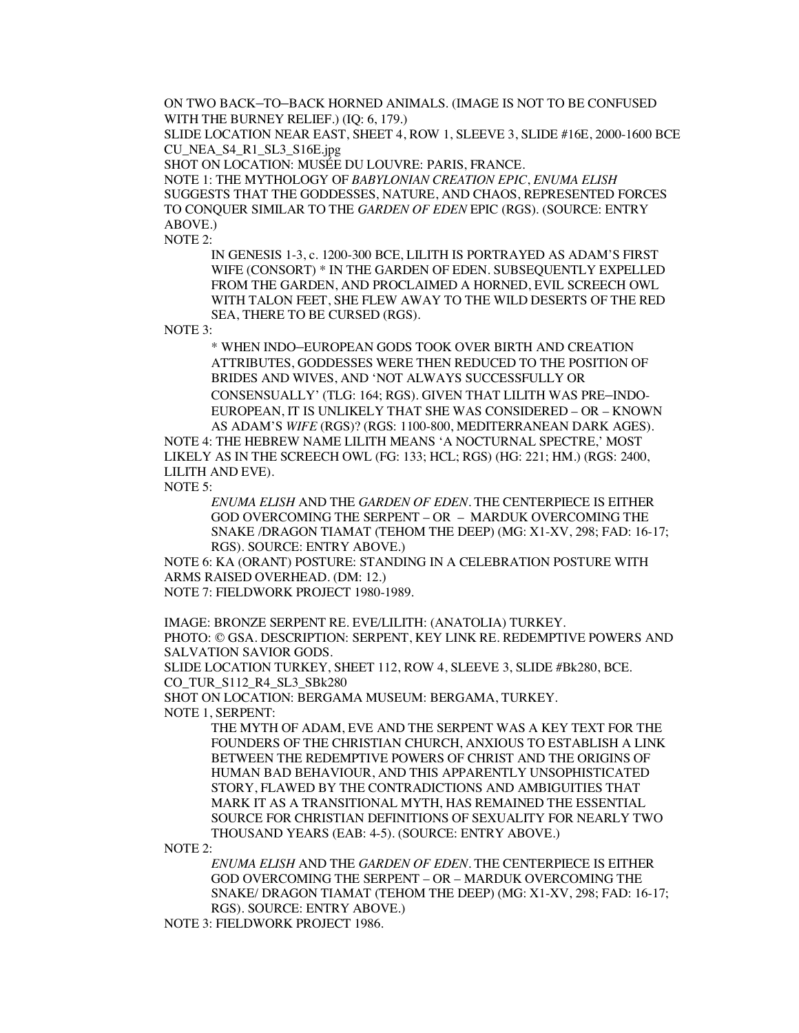ON TWO BACK–TO–BACK HORNED ANIMALS. (IMAGE IS NOT TO BE CONFUSED WITH THE BURNEY RELIEF.) (IQ: 6, 179.)

SLIDE LOCATION NEAR EAST, SHEET 4, ROW 1, SLEEVE 3, SLIDE #16E, 2000-1600 BCE CU_NEA_S4_R1_SL3_S16E.jpg

SHOT ON LOCATION: MUSÉE DU LOUVRE: PARIS, FRANCE.

NOTE 1: THE MYTHOLOGY OF *BABYLONIAN CREATION EPIC*, *ENUMA ELISH* SUGGESTS THAT THE GODDESSES, NATURE, AND CHAOS, REPRESENTED FORCES TO CONQUER SIMILAR TO THE *GARDEN OF EDEN* EPIC (RGS). (SOURCE: ENTRY ABOVE.)

NOTE 2:

> IN GENESIS 1-3, c. 1200-300 BCE, LILITH IS PORTRAYED AS ADAM'S FIRST WIFE (CONSORT) * IN THE GARDEN OF EDEN. SUBSEQUENTLY EXPELLED FROM THE GARDEN, AND PROCLAIMED A HORNED, EVIL SCREECH OWL WITH TALON FEET, SHE FLEW AWAY TO THE WILD DESERTS OF THE RED SEA, THERE TO BE CURSED (RGS).

NOTE 3:

> * WHEN INDO–EUROPEAN GODS TOOK OVER BIRTH AND CREATION ATTRIBUTES, GODDESSES WERE THEN REDUCED TO THE POSITION OF BRIDES AND WIVES, AND 'NOT ALWAYS SUCCESSFULLY OR CONSENSUALLY' (TLG: 164; RGS). GIVEN THAT LILITH WAS PRE–INDO-EUROPEAN, IT IS UNLIKELY THAT SHE WAS CONSIDERED – OR – KNOWN AS ADAM'S *WIFE* (RGS)? (RGS: 1100-800, MEDITERRANEAN DARK AGES).

NOTE 4: THE HEBREW NAME LILITH MEANS 'A NOCTURNAL SPECTRE,' MOST LIKELY AS IN THE SCREECH OWL (FG: 133; HCL; RGS) (HG: 221; HM.) (RGS: 2400, LILITH AND EVE).

NOTE 5:

> *ENUMA ELISH* AND THE *GARDEN OF EDEN*. THE CENTERPIECE IS EITHER GOD OVERCOMING THE SERPENT – OR – MARDUK OVERCOMING THE SNAKE /DRAGON TIAMAT (TEHOM THE DEEP) (MG: X1-XV, 298; FAD: 16-17; RGS). SOURCE: ENTRY ABOVE.)

NOTE 6: KA (ORANT) POSTURE: STANDING IN A CELEBRATION POSTURE WITH ARMS RAISED OVERHEAD. (DM: 12.)

NOTE 7: FIELDWORK PROJECT 1980-1989.

IMAGE: BRONZE SERPENT RE. EVE/LILITH: (ANATOLIA) TURKEY.

PHOTO: © GSA. DESCRIPTION: SERPENT, KEY LINK RE. REDEMPTIVE POWERS AND SALVATION SAVIOR GODS.

SLIDE LOCATION TURKEY, SHEET 112, ROW 4, SLEEVE 3, SLIDE #Bk280, BCE. CO_TUR_S112_R4_SL3_SBk280

SHOT ON LOCATION: BERGAMA MUSEUM: BERGAMA, TURKEY.

NOTE 1, SERPENT:

> THE MYTH OF ADAM, EVE AND THE SERPENT WAS A KEY TEXT FOR THE FOUNDERS OF THE CHRISTIAN CHURCH, ANXIOUS TO ESTABLISH A LINK BETWEEN THE REDEMPTIVE POWERS OF CHRIST AND THE ORIGINS OF HUMAN BAD BEHAVIOUR, AND THIS APPARENTLY UNSOPHISTICATED STORY, FLAWED BY THE CONTRADICTIONS AND AMBIGUITIES THAT MARK IT AS A TRANSITIONAL MYTH, HAS REMAINED THE ESSENTIAL SOURCE FOR CHRISTIAN DEFINITIONS OF SEXUALITY FOR NEARLY TWO THOUSAND YEARS (EAB: 4-5). (SOURCE: ENTRY ABOVE.)

NOTE 2:

> *ENUMA ELISH* AND THE *GARDEN OF EDEN*. THE CENTERPIECE IS EITHER GOD OVERCOMING THE SERPENT – OR – MARDUK OVERCOMING THE SNAKE/ DRAGON TIAMAT (TEHOM THE DEEP) (MG: X1-XV, 298; FAD: 16-17; RGS). SOURCE: ENTRY ABOVE.)

NOTE 3: FIELDWORK PROJECT 1986.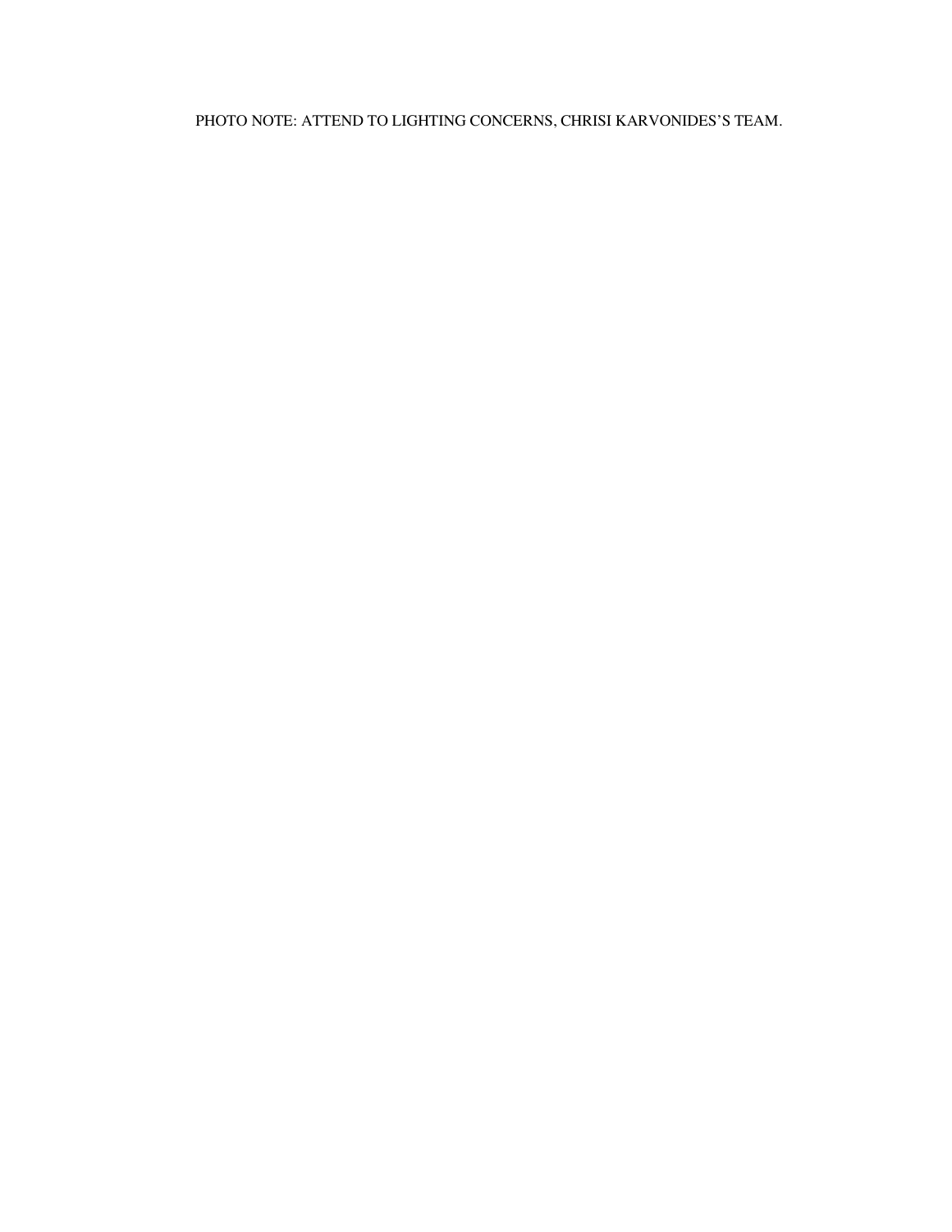PHOTO NOTE: ATTEND TO LIGHTING CONCERNS, CHRISI KARVONIDES'S TEAM.